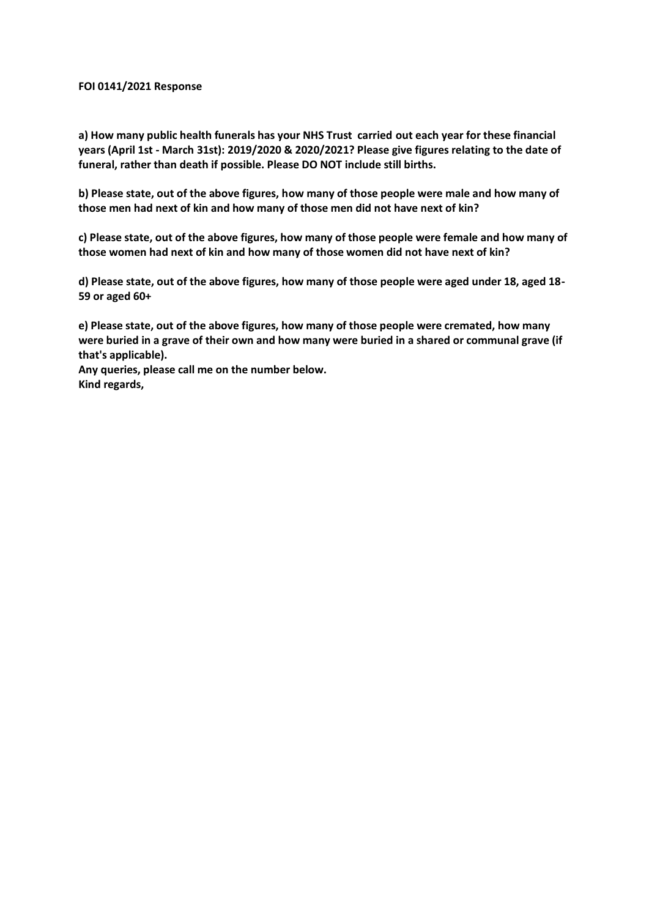**FOI 0141/2021 Response**

**a) How many public health funerals has your NHS Trust carried out each year for these financial years (April 1st - March 31st): 2019/2020 & 2020/2021? Please give figures relating to the date of funeral, rather than death if possible. Please DO NOT include still births.**

**b) Please state, out of the above figures, how many of those people were male and how many of those men had next of kin and how many of those men did not have next of kin?**

**c) Please state, out of the above figures, how many of those people were female and how many of those women had next of kin and how many of those women did not have next of kin?**

**d) Please state, out of the above figures, how many of those people were aged under 18, aged 18-59 or aged 60+**

**e) Please state, out of the above figures, how many of those people were cremated, how many were buried in a grave of their own and how many were buried in a shared or communal grave (if that's applicable).**
**Any queries, please call me on the number below.**
**Kind regards,**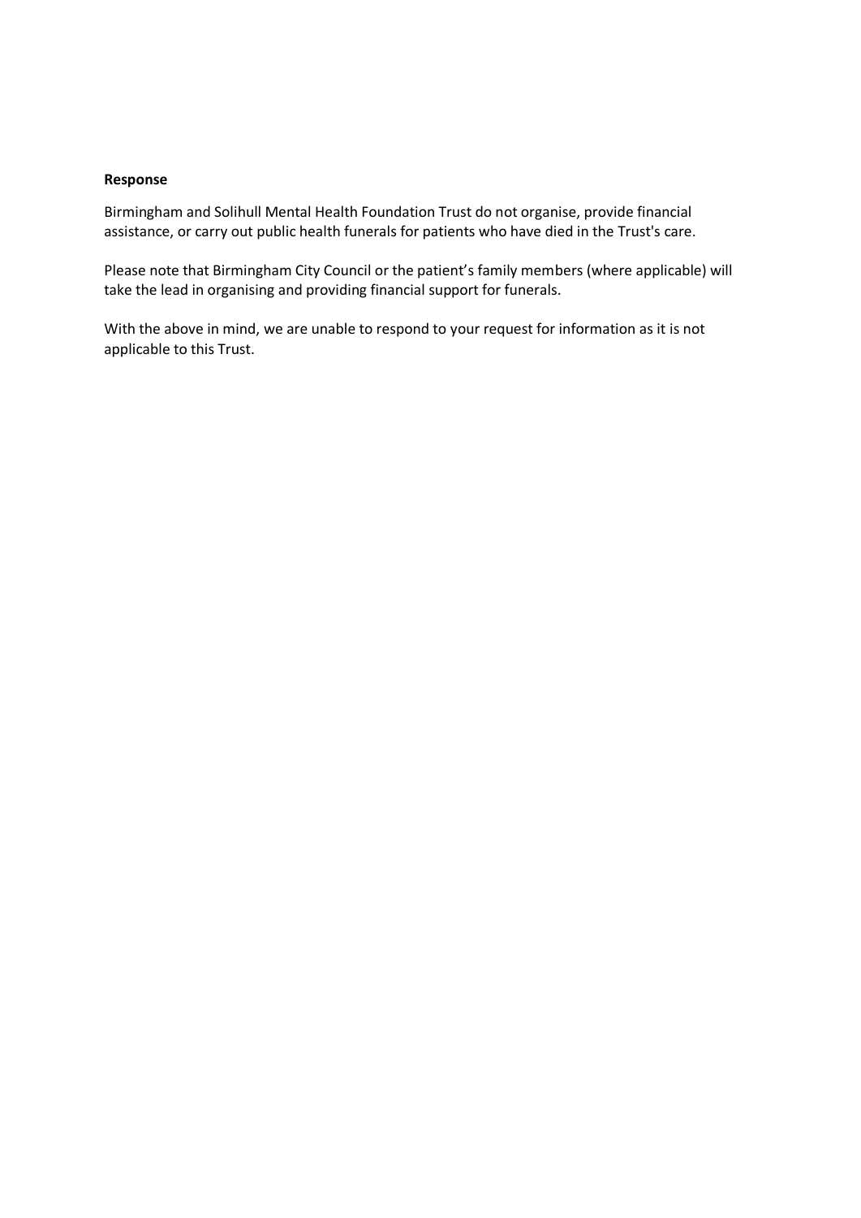**Response**

Birmingham and Solihull Mental Health Foundation Trust do not organise, provide financial assistance, or carry out public health funerals for patients who have died in the Trust's care.

Please note that Birmingham City Council or the patient's family members (where applicable) will take the lead in organising and providing financial support for funerals.

With the above in mind, we are unable to respond to your request for information as it is not applicable to this Trust.